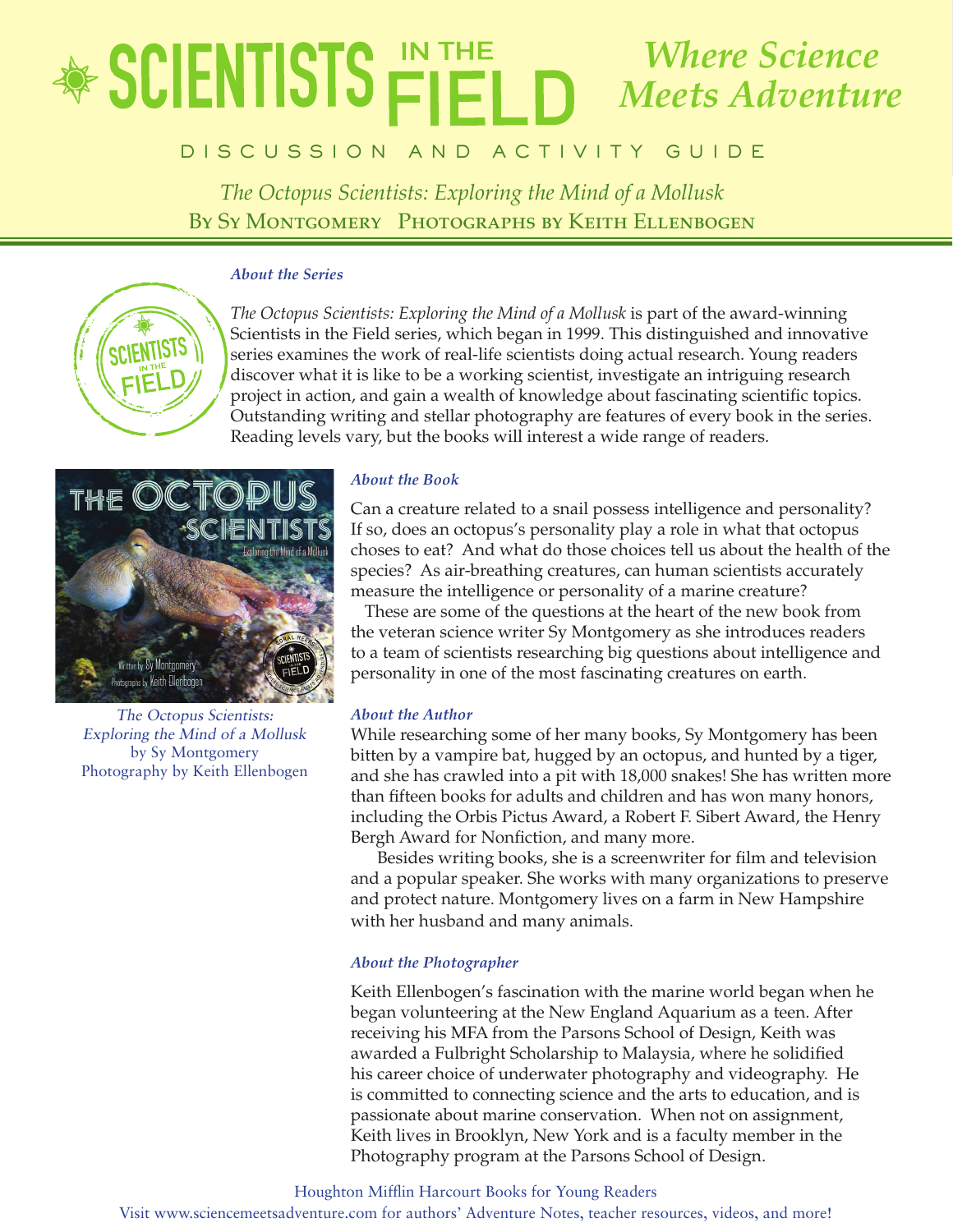# SCIENTISTS IN THE FIELD

## *Where Science Meets Adventure*

DISCUSSION AND ACTIVITY GUIDE

*The Octopus Scientists: Exploring the Mind of a Mollusk*
By Sy Montgomery Photographs by Keith Ellenbogen

### *About the Series*

*The Octopus Scientists: Exploring the Mind of a Mollusk* is part of the award-winning Scientists in the Field series, which began in 1999. This distinguished and innovative series examines the work of real-life scientists doing actual research. Young readers discover what it is like to be a working scientist, investigate an intriguing research project in action, and gain a wealth of knowledge about fascinating scientific topics. Outstanding writing and stellar photography are features of every book in the series. Reading levels vary, but the books will interest a wide range of readers.

*The Octopus Scientists: Exploring the Mind of a Mollusk*
by Sy Montgomery
Photography by Keith Ellenbogen

### *About the Book*

Can a creature related to a snail possess intelligence and personality? If so, does an octopus's personality play a role in what that octopus choses to eat? And what do those choices tell us about the health of the species? As air-breathing creatures, can human scientists accurately measure the intelligence or personality of a marine creature?

These are some of the questions at the heart of the new book from the veteran science writer Sy Montgomery as she introduces readers to a team of scientists researching big questions about intelligence and personality in one of the most fascinating creatures on earth.

### *About the Author*

While researching some of her many books, Sy Montgomery has been bitten by a vampire bat, hugged by an octopus, and hunted by a tiger, and she has crawled into a pit with 18,000 snakes! She has written more than fifteen books for adults and children and has won many honors, including the Orbis Pictus Award, a Robert F. Sibert Award, the Henry Bergh Award for Nonfiction, and many more.

Besides writing books, she is a screenwriter for film and television and a popular speaker. She works with many organizations to preserve and protect nature. Montgomery lives on a farm in New Hampshire with her husband and many animals.

### *About the Photographer*

Keith Ellenbogen's fascination with the marine world began when he began volunteering at the New England Aquarium as a teen. After receiving his MFA from the Parsons School of Design, Keith was awarded a Fulbright Scholarship to Malaysia, where he solidified his career choice of underwater photography and videography. He is committed to connecting science and the arts to education, and is passionate about marine conservation. When not on assignment, Keith lives in Brooklyn, New York and is a faculty member in the Photography program at the Parsons School of Design.

Houghton Mifflin Harcourt Books for Young Readers
Visit www.sciencemeetsadventure.com for authors' Adventure Notes, teacher resources, videos, and more!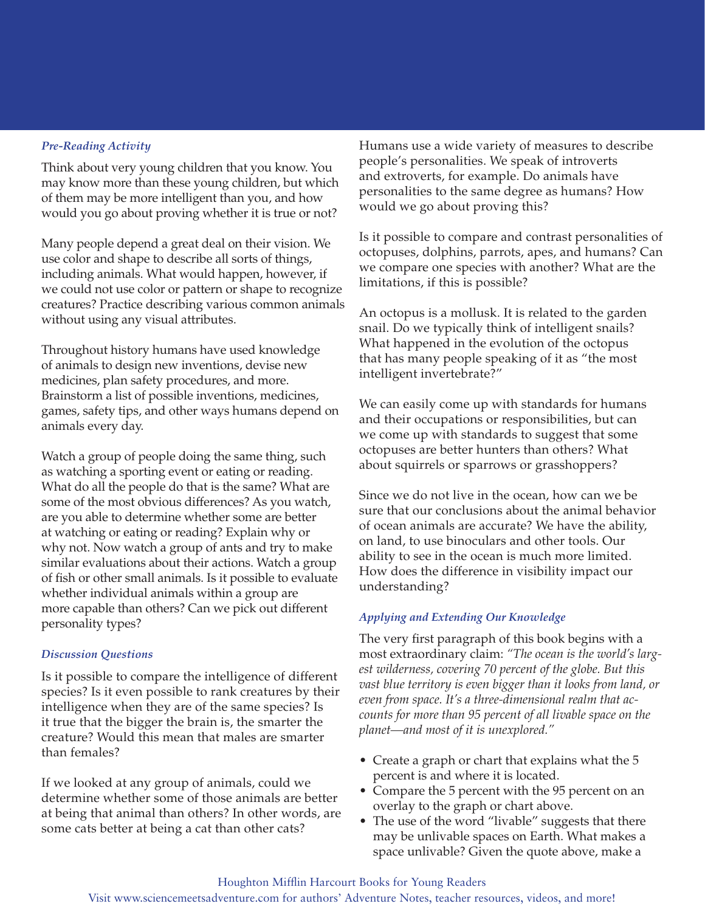### *Pre-Reading Activity*

Think about very young children that you know. You may know more than these young children, but which of them may be more intelligent than you, and how would you go about proving whether it is true or not?

Many people depend a great deal on their vision. We use color and shape to describe all sorts of things, including animals. What would happen, however, if we could not use color or pattern or shape to recognize creatures? Practice describing various common animals without using any visual attributes.

Throughout history humans have used knowledge of animals to design new inventions, devise new medicines, plan safety procedures, and more. Brainstorm a list of possible inventions, medicines, games, safety tips, and other ways humans depend on animals every day.

Watch a group of people doing the same thing, such as watching a sporting event or eating or reading. What do all the people do that is the same? What are some of the most obvious differences? As you watch, are you able to determine whether some are better at watching or eating or reading? Explain why or why not. Now watch a group of ants and try to make similar evaluations about their actions. Watch a group of fish or other small animals. Is it possible to evaluate whether individual animals within a group are more capable than others? Can we pick out different personality types?

### *Discussion Questions*

Is it possible to compare the intelligence of different species? Is it even possible to rank creatures by their intelligence when they are of the same species? Is it true that the bigger the brain is, the smarter the creature? Would this mean that males are smarter than females?

If we looked at any group of animals, could we determine whether some of those animals are better at being that animal than others? In other words, are some cats better at being a cat than other cats?

Humans use a wide variety of measures to describe people's personalities. We speak of introverts and extroverts, for example. Do animals have personalities to the same degree as humans? How would we go about proving this?

Is it possible to compare and contrast personalities of octopuses, dolphins, parrots, apes, and humans? Can we compare one species with another? What are the limitations, if this is possible?

An octopus is a mollusk. It is related to the garden snail. Do we typically think of intelligent snails? What happened in the evolution of the octopus that has many people speaking of it as "the most intelligent invertebrate?"

We can easily come up with standards for humans and their occupations or responsibilities, but can we come up with standards to suggest that some octopuses are better hunters than others? What about squirrels or sparrows or grasshoppers?

Since we do not live in the ocean, how can we be sure that our conclusions about the animal behavior of ocean animals are accurate? We have the ability, on land, to use binoculars and other tools. Our ability to see in the ocean is much more limited. How does the difference in visibility impact our understanding?

### *Applying and Extending Our Knowledge*

The very first paragraph of this book begins with a most extraordinary claim: *"The ocean is the world's largest wilderness, covering 70 percent of the globe. But this vast blue territory is even bigger than it looks from land, or even from space. It's a three-dimensional realm that accounts for more than 95 percent of all livable space on the planet—and most of it is unexplored."*

- Create a graph or chart that explains what the 5 percent is and where it is located.
- Compare the 5 percent with the 95 percent on an overlay to the graph or chart above.
- The use of the word "livable" suggests that there may be unlivable spaces on Earth. What makes a space unlivable? Given the quote above, make a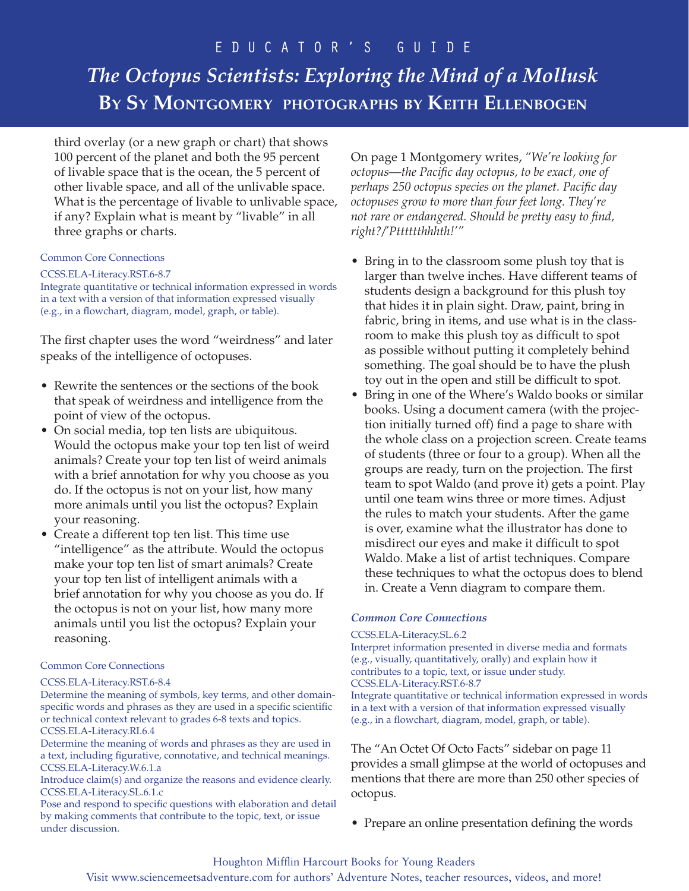third overlay (or a new graph or chart) that shows 100 percent of the planet and both the 95 percent of livable space that is the ocean, the 5 percent of other livable space, and all of the unlivable space. What is the percentage of livable to unlivable space, if any? Explain what is meant by "livable" in all three graphs or charts.

Common Core Connections

CCSS.ELA-Literacy.RST.6-8.7
Integrate quantitative or technical information expressed in words in a text with a version of that information expressed visually (e.g., in a flowchart, diagram, model, graph, or table).

The first chapter uses the word "weirdness" and later speaks of the intelligence of octopuses.

- Rewrite the sentences or the sections of the book that speak of weirdness and intelligence from the point of view of the octopus.
- On social media, top ten lists are ubiquitous. Would the octopus make your top ten list of weird animals? Create your top ten list of weird animals with a brief annotation for why you choose as you do. If the octopus is not on your list, how many more animals until you list the octopus? Explain your reasoning.
- Create a different top ten list. This time use "intelligence" as the attribute. Would the octopus make your top ten list of smart animals? Create your top ten list of intelligent animals with a brief annotation for why you choose as you do. If the octopus is not on your list, how many more animals until you list the octopus? Explain your reasoning.

Common Core Connections

CCSS.ELA-Literacy.RST.6-8.4
Determine the meaning of symbols, key terms, and other domain-specific words and phrases as they are used in a specific scientific or technical context relevant to grades 6-8 texts and topics.
CCSS.ELA-Literacy.RI.6.4
Determine the meaning of words and phrases as they are used in a text, including figurative, connotative, and technical meanings.
CCSS.ELA-Literacy.W.6.1.a
Introduce claim(s) and organize the reasons and evidence clearly.
CCSS.ELA-Literacy.SL.6.1.c
Pose and respond to specific questions with elaboration and detail by making comments that contribute to the topic, text, or issue under discussion.

On page 1 Montgomery writes, *"We're looking for octopus—the Pacific day octopus, to be exact, one of perhaps 250 octopus species on the planet. Pacific day octopuses grow to more than four feet long. They're not rare or endangered. Should be pretty easy to find, right?/'Pttttthhhth!'"*

- Bring in to the classroom some plush toy that is larger than twelve inches. Have different teams of students design a background for this plush toy that hides it in plain sight. Draw, paint, bring in fabric, bring in items, and use what is in the classroom to make this plush toy as difficult to spot as possible without putting it completely behind something. The goal should be to have the plush toy out in the open and still be difficult to spot.
- Bring in one of the Where's Waldo books or similar books. Using a document camera (with the projection initially turned off) find a page to share with the whole class on a projection screen. Create teams of students (three or four to a group). When all the groups are ready, turn on the projection. The first team to spot Waldo (and prove it) gets a point. Play until one team wins three or more times. Adjust the rules to match your students. After the game is over, examine what the illustrator has done to misdirect our eyes and make it difficult to spot Waldo. Make a list of artist techniques. Compare these techniques to what the octopus does to blend in. Create a Venn diagram to compare them.

***Common Core Connections***

CCSS.ELA-Literacy.SL.6.2
Interpret information presented in diverse media and formats (e.g., visually, quantitatively, orally) and explain how it contributes to a topic, text, or issue under study.
CCSS.ELA-Literacy.RST.6-8.7
Integrate quantitative or technical information expressed in words in a text with a version of that information expressed visually (e.g., in a flowchart, diagram, model, graph, or table).

The "An Octet Of Octo Facts" sidebar on page 11 provides a small glimpse at the world of octopuses and mentions that there are more than 250 other species of octopus.

- Prepare an online presentation defining the words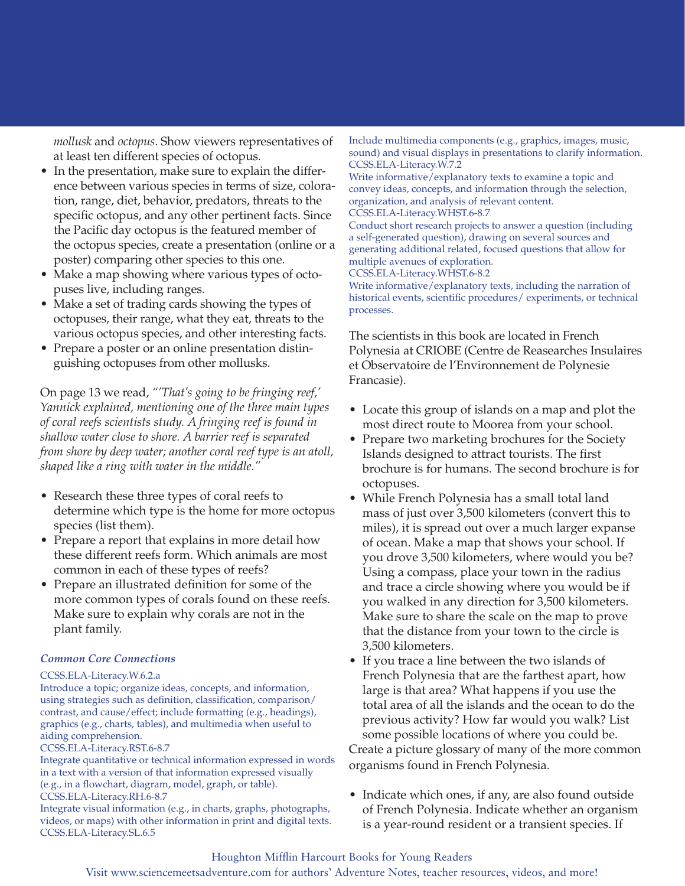*mollusk* and *octopus*. Show viewers representatives of at least ten different species of octopus.

- In the presentation, make sure to explain the difference between various species in terms of size, coloration, range, diet, behavior, predators, threats to the specific octopus, and any other pertinent facts. Since the Pacific day octopus is the featured member of the octopus species, create a presentation (online or a poster) comparing other species to this one.
- Make a map showing where various types of octopuses live, including ranges.
- Make a set of trading cards showing the types of octopuses, their range, what they eat, threats to the various octopus species, and other interesting facts.
- Prepare a poster or an online presentation distinguishing octopuses from other mollusks.

On page 13 we read, *"'That's going to be fringing reef,' Yannick explained, mentioning one of the three main types of coral reefs scientists study. A fringing reef is found in shallow water close to shore. A barrier reef is separated from shore by deep water; another coral reef type is an atoll, shaped like a ring with water in the middle."*

- Research these three types of coral reefs to determine which type is the home for more octopus species (list them).
- Prepare a report that explains in more detail how these different reefs form. Which animals are most common in each of these types of reefs?
- Prepare an illustrated definition for some of the more common types of corals found on these reefs. Make sure to explain why corals are not in the plant family.

***Common Core Connections***

CCSS.ELA-Literacy.W.6.2.a
Introduce a topic; organize ideas, concepts, and information, using strategies such as definition, classification, comparison/contrast, and cause/effect; include formatting (e.g., headings), graphics (e.g., charts, tables), and multimedia when useful to aiding comprehension.
CCSS.ELA-Literacy.RST.6-8.7
Integrate quantitative or technical information expressed in words in a text with a version of that information expressed visually (e.g., in a flowchart, diagram, model, graph, or table).
CCSS.ELA-Literacy.RH.6-8.7
Integrate visual information (e.g., in charts, graphs, photographs, videos, or maps) with other information in print and digital texts.
CCSS.ELA-Literacy.SL.6.5
Include multimedia components (e.g., graphics, images, music, sound) and visual displays in presentations to clarify information.
CCSS.ELA-Literacy.W.7.2
Write informative/explanatory texts to examine a topic and convey ideas, concepts, and information through the selection, organization, and analysis of relevant content.
CCSS.ELA-Literacy.WHST.6-8.7
Conduct short research projects to answer a question (including a self-generated question), drawing on several sources and generating additional related, focused questions that allow for multiple avenues of exploration.
CCSS.ELA-Literacy.WHST.6-8.2
Write informative/explanatory texts, including the narration of historical events, scientific procedures/ experiments, or technical processes.

The scientists in this book are located in French Polynesia at CRIOBE (Centre de Reasearches Insulaires et Observatoire de l'Environnement de Polynesie Francaise).

- Locate this group of islands on a map and plot the most direct route to Moorea from your school.
- Prepare two marketing brochures for the Society Islands designed to attract tourists. The first brochure is for humans. The second brochure is for octopuses.
- While French Polynesia has a small total land mass of just over 3,500 kilometers (convert this to miles), it is spread out over a much larger expanse of ocean. Make a map that shows your school. If you drove 3,500 kilometers, where would you be? Using a compass, place your town in the radius and trace a circle showing where you would be if you walked in any direction for 3,500 kilometers. Make sure to share the scale on the map to prove that the distance from your town to the circle is 3,500 kilometers.
- If you trace a line between the two islands of French Polynesia that are the farthest apart, how large is that area? What happens if you use the total area of all the islands and the ocean to do the previous activity? How far would you walk? List some possible locations of where you could be.

Create a picture glossary of many of the more common organisms found in French Polynesia.

- Indicate which ones, if any, are also found outside of French Polynesia. Indicate whether an organism is a year-round resident or a transient species. If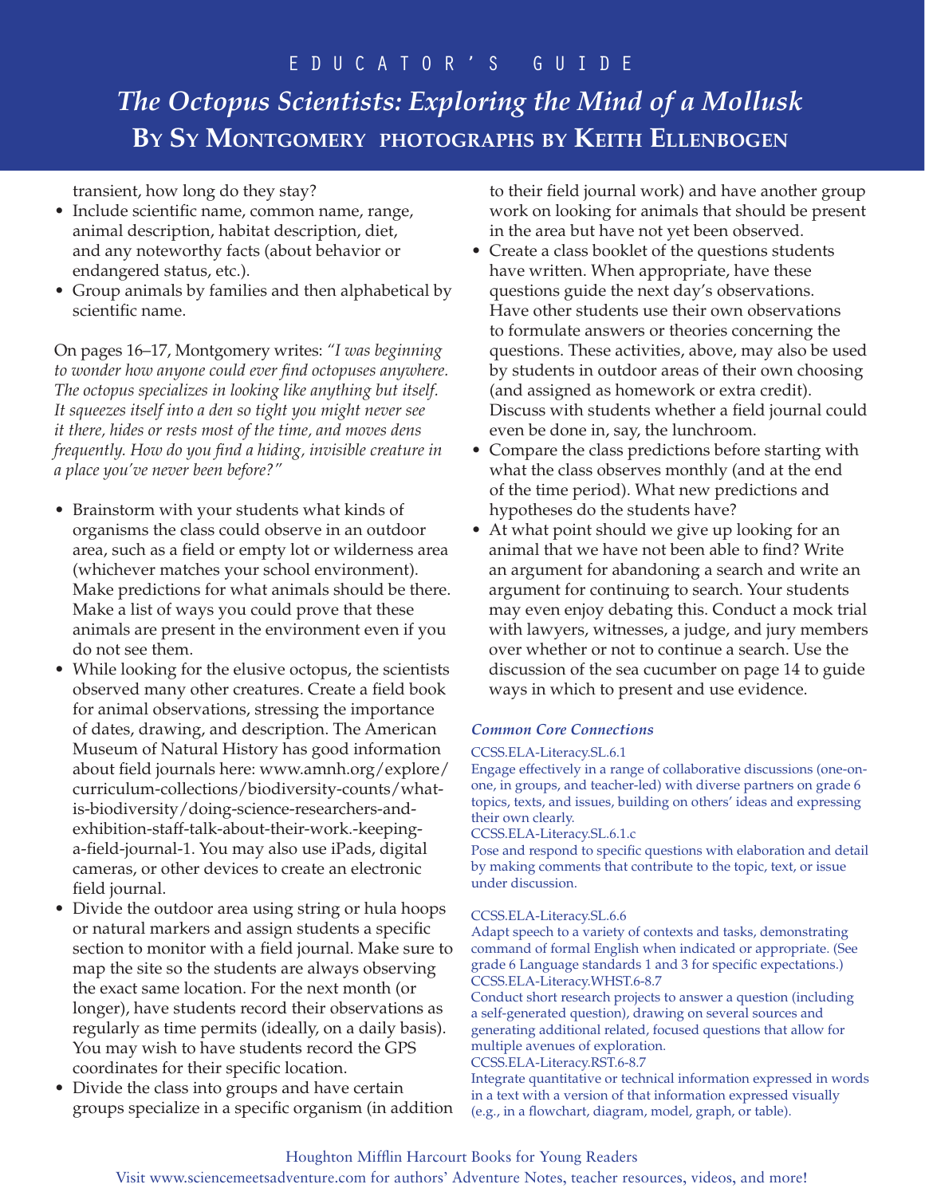transient, how long do they stay?

- Include scientific name, common name, range, animal description, habitat description, diet, and any noteworthy facts (about behavior or endangered status, etc.).
- Group animals by families and then alphabetical by scientific name.

On pages 16–17, Montgomery writes: *"I was beginning to wonder how anyone could ever find octopuses anywhere. The octopus specializes in looking like anything but itself. It squeezes itself into a den so tight you might never see it there, hides or rests most of the time, and moves dens frequently. How do you find a hiding, invisible creature in a place you've never been before?"*

- Brainstorm with your students what kinds of organisms the class could observe in an outdoor area, such as a field or empty lot or wilderness area (whichever matches your school environment). Make predictions for what animals should be there. Make a list of ways you could prove that these animals are present in the environment even if you do not see them.
- While looking for the elusive octopus, the scientists observed many other creatures. Create a field book for animal observations, stressing the importance of dates, drawing, and description. The American Museum of Natural History has good information about field journals here: www.amnh.org/explore/curriculum-collections/biodiversity-counts/what-is-biodiversity/doing-science-researchers-and-exhibition-staff-talk-about-their-work.-keeping-a-field-journal-1. You may also use iPads, digital cameras, or other devices to create an electronic field journal.
- Divide the outdoor area using string or hula hoops or natural markers and assign students a specific section to monitor with a field journal. Make sure to map the site so the students are always observing the exact same location. For the next month (or longer), have students record their observations as regularly as time permits (ideally, on a daily basis). You may wish to have students record the GPS coordinates for their specific location.
- Divide the class into groups and have certain groups specialize in a specific organism (in addition to their field journal work) and have another group work on looking for animals that should be present in the area but have not yet been observed.
- Create a class booklet of the questions students have written. When appropriate, have these questions guide the next day's observations. Have other students use their own observations to formulate answers or theories concerning the questions. These activities, above, may also be used by students in outdoor areas of their own choosing (and assigned as homework or extra credit). Discuss with students whether a field journal could even be done in, say, the lunchroom.
- Compare the class predictions before starting with what the class observes monthly (and at the end of the time period). What new predictions and hypotheses do the students have?
- At what point should we give up looking for an animal that we have not been able to find? Write an argument for abandoning a search and write an argument for continuing to search. Your students may even enjoy debating this. Conduct a mock trial with lawyers, witnesses, a judge, and jury members over whether or not to continue a search. Use the discussion of the sea cucumber on page 14 to guide ways in which to present and use evidence.

***Common Core Connections***

CCSS.ELA-Literacy.SL.6.1
Engage effectively in a range of collaborative discussions (one-on-one, in groups, and teacher-led) with diverse partners on grade 6 topics, texts, and issues, building on others' ideas and expressing their own clearly.
CCSS.ELA-Literacy.SL.6.1.c
Pose and respond to specific questions with elaboration and detail by making comments that contribute to the topic, text, or issue under discussion.

CCSS.ELA-Literacy.SL.6.6
Adapt speech to a variety of contexts and tasks, demonstrating command of formal English when indicated or appropriate. (See grade 6 Language standards 1 and 3 for specific expectations.)
CCSS.ELA-Literacy.WHST.6-8.7
Conduct short research projects to answer a question (including a self-generated question), drawing on several sources and generating additional related, focused questions that allow for multiple avenues of exploration.
CCSS.ELA-Literacy.RST.6-8.7
Integrate quantitative or technical information expressed in words in a text with a version of that information expressed visually (e.g., in a flowchart, diagram, model, graph, or table).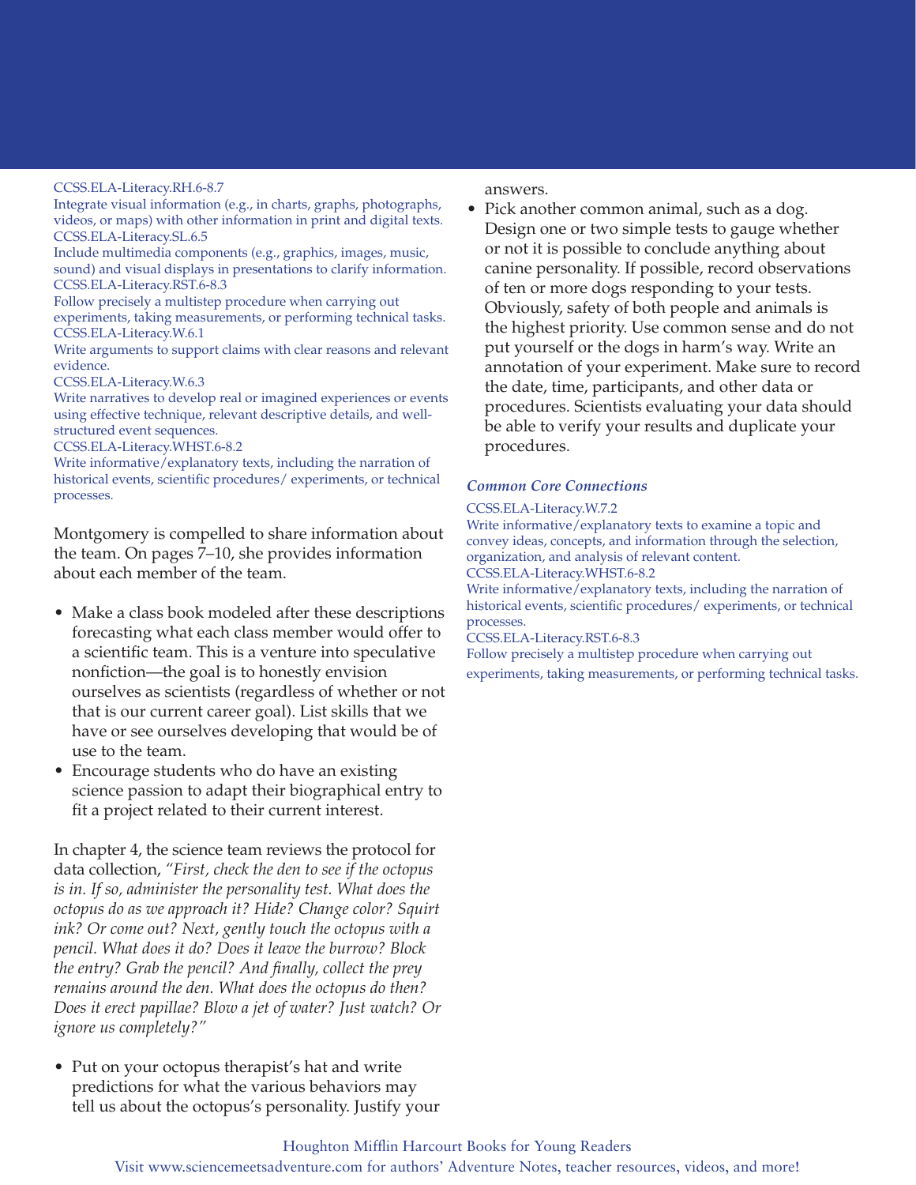CCSS.ELA-Literacy.RH.6-8.7
Integrate visual information (e.g., in charts, graphs, photographs, videos, or maps) with other information in print and digital texts.
CCSS.ELA-Literacy.SL.6.5
Include multimedia components (e.g., graphics, images, music, sound) and visual displays in presentations to clarify information.
CCSS.ELA-Literacy.RST.6-8.3
Follow precisely a multistep procedure when carrying out experiments, taking measurements, or performing technical tasks.
CCSS.ELA-Literacy.W.6.1
Write arguments to support claims with clear reasons and relevant evidence.
CCSS.ELA-Literacy.W.6.3
Write narratives to develop real or imagined experiences or events using effective technique, relevant descriptive details, and well-structured event sequences.
CCSS.ELA-Literacy.WHST.6-8.2
Write informative/explanatory texts, including the narration of historical events, scientific procedures/ experiments, or technical processes.

Montgomery is compelled to share information about the team. On pages 7–10, she provides information about each member of the team.

- Make a class book modeled after these descriptions forecasting what each class member would offer to a scientific team. This is a venture into speculative nonfiction—the goal is to honestly envision ourselves as scientists (regardless of whether or not that is our current career goal). List skills that we have or see ourselves developing that would be of use to the team.
- Encourage students who do have an existing science passion to adapt their biographical entry to fit a project related to their current interest.

In chapter 4, the science team reviews the protocol for data collection, *"First, check the den to see if the octopus is in. If so, administer the personality test. What does the octopus do as we approach it? Hide? Change color? Squirt ink? Or come out? Next, gently touch the octopus with a pencil. What does it do? Does it leave the burrow? Block the entry? Grab the pencil? And finally, collect the prey remains around the den. What does the octopus do then? Does it erect papillae? Blow a jet of water? Just watch? Or ignore us completely?"*

- Put on your octopus therapist's hat and write predictions for what the various behaviors may tell us about the octopus's personality. Justify your answers.
- Pick another common animal, such as a dog. Design one or two simple tests to gauge whether or not it is possible to conclude anything about canine personality. If possible, record observations of ten or more dogs responding to your tests. Obviously, safety of both people and animals is the highest priority. Use common sense and do not put yourself or the dogs in harm's way. Write an annotation of your experiment. Make sure to record the date, time, participants, and other data or procedures. Scientists evaluating your data should be able to verify your results and duplicate your procedures.

***Common Core Connections***

CCSS.ELA-Literacy.W.7.2
Write informative/explanatory texts to examine a topic and convey ideas, concepts, and information through the selection, organization, and analysis of relevant content.
CCSS.ELA-Literacy.WHST.6-8.2
Write informative/explanatory texts, including the narration of historical events, scientific procedures/ experiments, or technical processes.
CCSS.ELA-Literacy.RST.6-8.3
Follow precisely a multistep procedure when carrying out experiments, taking measurements, or performing technical tasks.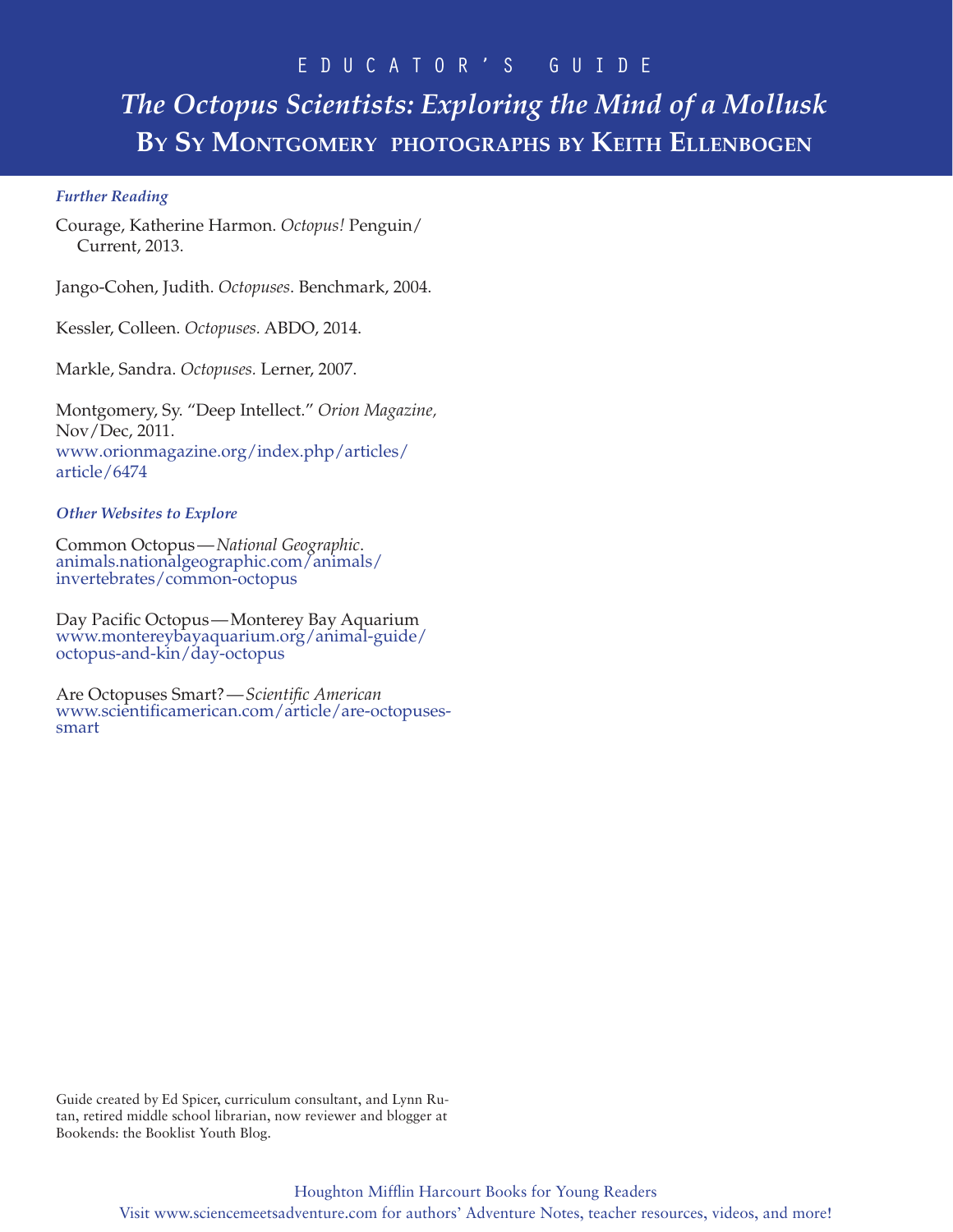EDUCATOR'S GUIDE

# *The Octopus Scientists: Exploring the Mind of a Mollusk*

## By Sy Montgomery photographs by Keith Ellenbogen

### *Further Reading*

Courage, Katherine Harmon. *Octopus!* Penguin/Current, 2013.

Jango-Cohen, Judith. *Octopuses*. Benchmark, 2004.

Kessler, Colleen. *Octopuses.* ABDO, 2014.

Markle, Sandra. *Octopuses.* Lerner, 2007.

Montgomery, Sy. "Deep Intellect." *Orion Magazine,* Nov/Dec, 2011.
www.orionmagazine.org/index.php/articles/article/6474

### *Other Websites to Explore*

Common Octopus—*National Geographic*.
animals.nationalgeographic.com/animals/invertebrates/common-octopus

Day Pacific Octopus—Monterey Bay Aquarium
www.montereybayaquarium.org/animal-guide/octopus-and-kin/day-octopus

Are Octopuses Smart?—*Scientific American*
www.scientificamerican.com/article/are-octopuses-smart

Guide created by Ed Spicer, curriculum consultant, and Lynn Rutan, retired middle school librarian, now reviewer and blogger at Bookends: the Booklist Youth Blog.

Houghton Mifflin Harcourt Books for Young Readers
Visit www.sciencemeetsadventure.com for authors' Adventure Notes, teacher resources, videos, and more!